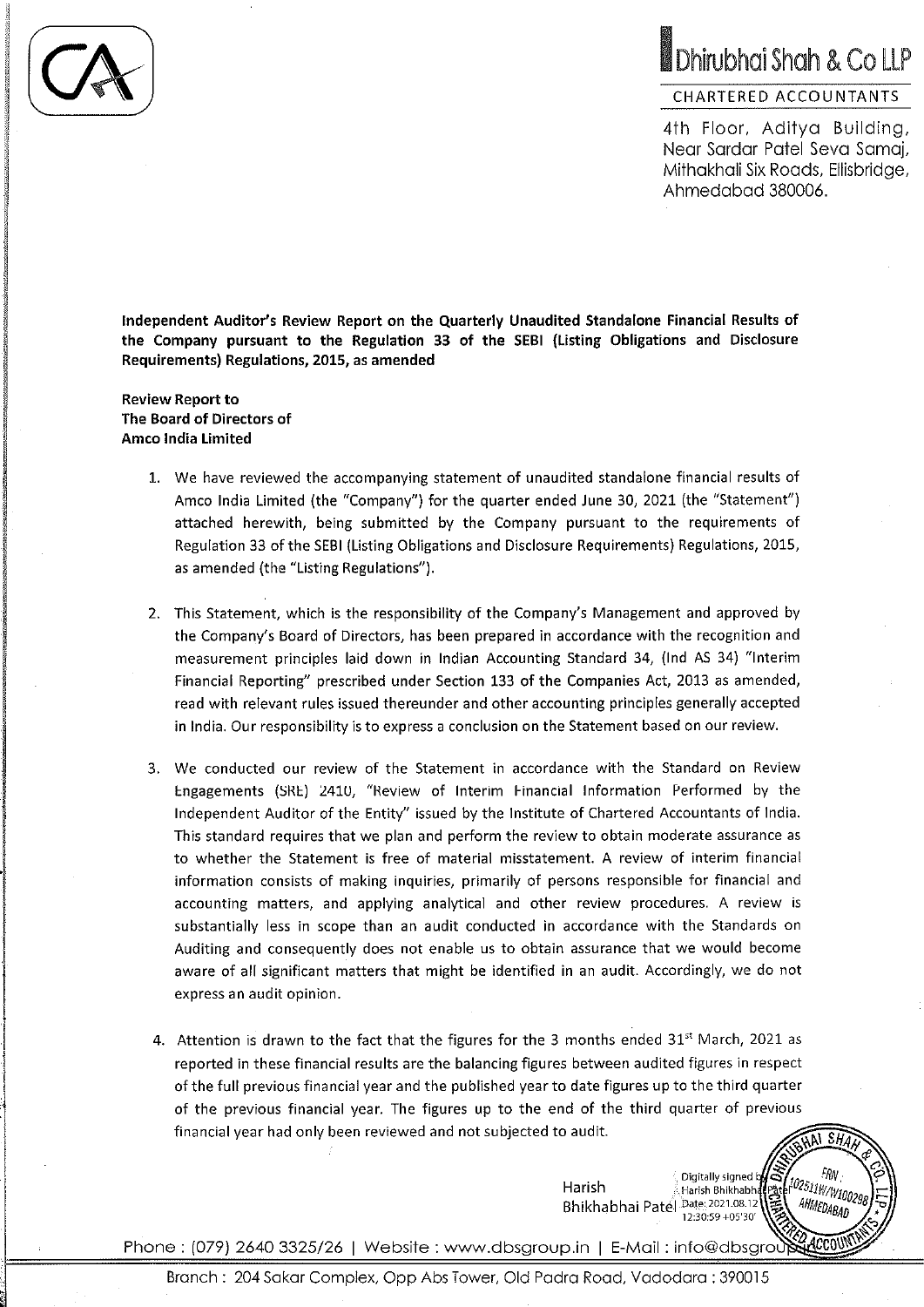Dhirubhai Shah & Co LLP

CHARTERED ACCOUNTANTS

4th Floor, Aditya Building,
Near Sardar Patel Seva Samaj,
Mithakhali Six Roads, Ellisbridge,
Ahmedabad 380006.

**Independent Auditor's Review Report on the Quarterly Unaudited Standalone Financial Results of the Company pursuant to the Regulation 33 of the SEBI (Listing Obligations and Disclosure Requirements) Regulations, 2015, as amended**

**Review Report to**
**The Board of Directors of**
**Amco India Limited**

1. We have reviewed the accompanying statement of unaudited standalone financial results of Amco India Limited (the "Company") for the quarter ended June 30, 2021 (the "Statement") attached herewith, being submitted by the Company pursuant to the requirements of Regulation 33 of the SEBI (Listing Obligations and Disclosure Requirements) Regulations, 2015, as amended (the "Listing Regulations").

2. This Statement, which is the responsibility of the Company's Management and approved by the Company's Board of Directors, has been prepared in accordance with the recognition and measurement principles laid down in Indian Accounting Standard 34, (Ind AS 34) "Interim Financial Reporting" prescribed under Section 133 of the Companies Act, 2013 as amended, read with relevant rules issued thereunder and other accounting principles generally accepted in India. Our responsibility is to express a conclusion on the Statement based on our review.

3. We conducted our review of the Statement in accordance with the Standard on Review Engagements (SRE) 2410, "Review of Interim Financial Information Performed by the Independent Auditor of the Entity" issued by the Institute of Chartered Accountants of India. This standard requires that we plan and perform the review to obtain moderate assurance as to whether the Statement is free of material misstatement. A review of interim financial information consists of making inquiries, primarily of persons responsible for financial and accounting matters, and applying analytical and other review procedures. A review is substantially less in scope than an audit conducted in accordance with the Standards on Auditing and consequently does not enable us to obtain assurance that we would become aware of all significant matters that might be identified in an audit. Accordingly, we do not express an audit opinion.

4. Attention is drawn to the fact that the figures for the 3 months ended 31st March, 2021 as reported in these financial results are the balancing figures between audited figures in respect of the full previous financial year and the published year to date figures up to the third quarter of the previous financial year. The figures up to the end of the third quarter of previous financial year had only been reviewed and not subjected to audit.

Harish Bhikhabhai Patel
Digitally signed by Harish Bhikhabhai Patel
Date: 2021.08.12 12:30:59 +05'30'

Phone : (079) 2640 3325/26 | Website : www.dbsgroup.in | E-Mail : info@dbsgroup.in

Branch : 204 Sakar Complex, Opp Abs Tower, Old Padra Road, Vadodara : 390015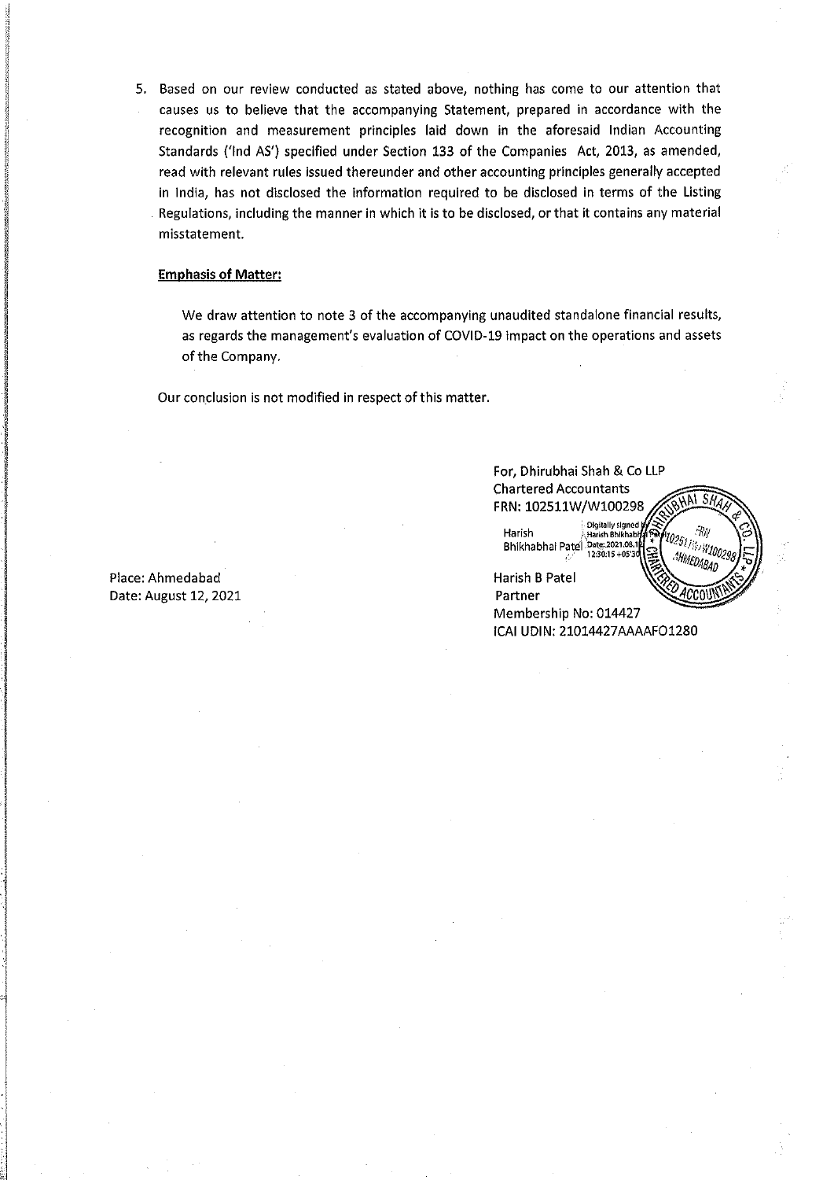5. Based on our review conducted as stated above, nothing has come to our attention that causes us to believe that the accompanying Statement, prepared in accordance with the recognition and measurement principles laid down in the aforesaid Indian Accounting Standards ('Ind AS') specified under Section 133 of the Companies Act, 2013, as amended, read with relevant rules issued thereunder and other accounting principles generally accepted in India, has not disclosed the information required to be disclosed in terms of the Listing Regulations, including the manner in which it is to be disclosed, or that it contains any material misstatement.

**Emphasis of Matter:**

We draw attention to note 3 of the accompanying unaudited standalone financial results, as regards the management's evaluation of COVID-19 impact on the operations and assets of the Company.

Our conclusion is not modified in respect of this matter.

For, Dhirubhai Shah & Co LLP
Chartered Accountants
FRN: 102511W/W100298

Harish Bhikhabhai Patel
Digitally signed by Harish Bhikhabhai Patel
Date: 2021.08.12 12:30:15 +05'30'

Harish B Patel
Partner
Membership No: 014427
ICAI UDIN: 21014427AAAAFO1280

Place: Ahmedabad
Date: August 12, 2021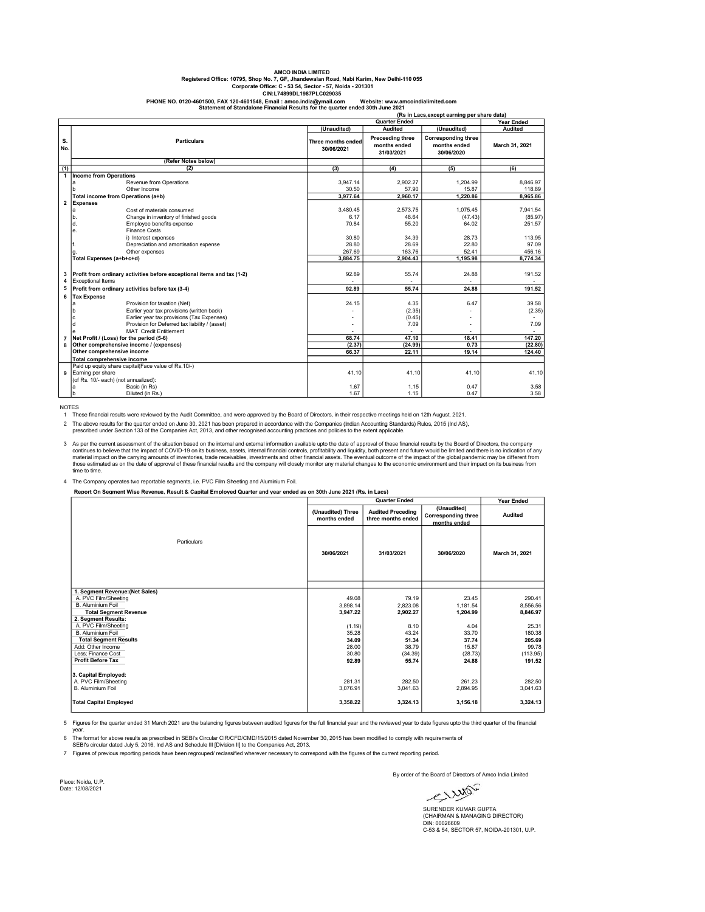**AMCO INDIA LIMITED**
**Registered Office: 10795, Shop No. 7, GF, Jhandewalan Road, Nabi Karim, New Delhi-110 055**
**Corporate Office: C - 53 54, Sector - 57, Noida - 201301**
**CIN:L74899DL1987PLC029035**
**PHONE NO. 0120-4601500, FAX 120-4601548, Email : amco.india@ymail.com Website: www.amcoindialimited.com**
**Statement of Standalone Financial Results for the quarter ended 30th June 2021**

(Rs in Lacs,except earning per share data)

| S. No. | | Particulars | Quarter Ended | | | Year Ended |
|---|---|---|---|---|---|---|
| | | | (Unaudited) | Audited | (Unaudited) | Audited |
| | | | Three months ended 30/06/2021 | Preceeding three months ended 31/03/2021 | Corresponding three months ended 30/06/2020 | March 31, 2021 |
| | | (Refer Notes below) | | | | |
| (1) | | (2) | (3) | (4) | (5) | (6) |
| 1 | | **Income from Operations** | | | | |
| | a | Revenue from Operations | 3,947.14 | 2,902.27 | 1,204.99 | 8,846.97 |
| | b | Other Income | 30.50 | 57.90 | 15.87 | 118.89 |
| | | **Total income from Operations (a+b)** | **3,977.64** | **2,960.17** | **1,220.86** | **8,965.86** |
| 2 | | **Expenses** | | | | |
| | a | Cost of materials consumed | 3,480.45 | 2,573.75 | 1,075.45 | 7,941.54 |
| | b. | Change in inventory of finished goods | 6.17 | 48.64 | (47.43) | (85.97) |
| | d. | Employee benefits expense | 70.84 | 55.20 | 64.02 | 251.57 |
| | e. | Finance Costs | | | | |
| | | i) Interest expenses | 30.80 | 34.39 | 28.73 | 113.95 |
| | f. | Depreciation and amortisation expense | 28.80 | 28.69 | 22.80 | 97.09 |
| | g. | Other expenses | 267.69 | 163.76 | 52.41 | 456.16 |
| | | **Total Expenses (a+b+c+d)** | **3,884.75** | **2,904.43** | **1,195.98** | **8,774.34** |
| 3 | | **Profit from ordinary activities before exceptional items and tax (1-2)** | 92.89 | 55.74 | 24.88 | 191.52 |
| 4 | | Exceptional Items | - | - | - | - |
| 5 | | **Profit from ordinary activities before tax (3-4)** | **92.89** | **55.74** | **24.88** | **191.52** |
| 6 | | **Tax Expense** | | | | |
| | a | Provision for taxation (Net) | 24.15 | 4.35 | 6.47 | 39.58 |
| | b | Earlier year tax provisions (written back) | - | (2.35) | - | (2.35) |
| | c | Earlier year tax provisions (Tax Expenses) | - | (0.45) | - | - |
| | d | Provision for Deferred tax liability / (asset) | - | 7.09 | - | 7.09 |
| | e | MAT Credit Entitlement | - | - | - | - |
| 7 | | **Net Profit / (Loss) for the period (5-6)** | **68.74** | **47.10** | **18.41** | **147.20** |
| 8 | | **Other comprehensive income / (expenses)** | **(2.37)** | **(24.99)** | **0.73** | **(22.80)** |
| | | **Other comprehensive income** | **66.37** | **22.11** | **19.14** | **124.40** |
| | | **Total comprehensive income** | | | | |
| | | Paid up equity share capital(Face value of Rs.10/-) | | | | |
| 9 | | Earning per share | 41.10 | 41.10 | 41.10 | 41.10 |
| | | (of Rs. 10/- each) (not annualized): | | | | |
| | a | Basic (in Rs) | 1.67 | 1.15 | 0.47 | 3.58 |
| | b | Diluted (in Rs.) | 1.67 | 1.15 | 0.47 | 3.58 |

NOTES

1 These financial results were reviewed by the Audit Committee, and were approved by the Board of Directors, in their respective meetings held on 12th August, 2021.

2 The above results for the quarter ended on June 30, 2021 has been prepared in accordance with the Companies (Indian Accounting Standards) Rules, 2015 (Ind AS), prescribed under Section 133 of the Companies Act, 2013, and other recognised accounting practices and policies to the extent applicable.

3 As per the current assessment of the situation based on the internal and external information available upto the date of approval of these financial results by the Board of Directors, the company continues to believe that the impact of COVID-19 on its business, assets, internal financial controls, profitability and liquidity, both present and future would be limited and there is no indication of any material impact on the carrying amounts of inventories, trade receivables, investments and other financial assets. The eventual outcome of the impact of the global pandemic may be different from those estimated as on the date of approval of these financial results and the company will closely monitor any material changes to the economic environment and their impact on its business from time to time.

4 The Company operates two reportable segments, i.e. PVC Film Sheeting and Aluminium Foil.

**Report On Segment Wise Revenue, Result & Capital Employed Quarter and year ended as on 30th June 2021 (Rs. in Lacs)**

| Particulars | Quarter Ended | | | Year Ended |
|---|---|---|---|---|
| | (Unaudited) Three months ended | Audited Preceding three months ended | (Unaudited) Corresponding three months ended | Audited |
| | 30/06/2021 | 31/03/2021 | 30/06/2020 | March 31, 2021 |
| **1. Segment Revenue:(Net Sales)** | | | | |
| A. PVC Film/Sheeting | 49.08 | 79.19 | 23.45 | 290.41 |
| B. Aluminium Foil | 3,898.14 | 2,823.08 | 1,181.54 | 8,556.56 |
| **Total Segment Revenue** | **3,947.22** | **2,902.27** | **1,204.99** | **8,846.97** |
| **2. Segment Results:** | | | | |
| A. PVC Film/Sheeting | (1.19) | 8.10 | 4.04 | 25.31 |
| B. Aluminium Foil | 35.28 | 43.24 | 33.70 | 180.38 |
| **Total Segment Results** | **34.09** | **51.34** | **37.74** | **205.69** |
| Add: Other Income | 28.00 | 38.79 | 15.87 | 99.78 |
| Less: Finance Cost | 30.80 | (34.39) | (28.73) | (113.95) |
| **Profit Before Tax** | **92.89** | **55.74** | **24.88** | **191.52** |
| **3. Capital Employed:** | | | | |
| A. PVC Film/Sheeting | 281.31 | 282.50 | 261.23 | 282.50 |
| B. Aluminium Foil | 3,076.91 | 3,041.63 | 2,894.95 | 3,041.63 |
| **Total Capital Employed** | **3,358.22** | **3,324.13** | **3,156.18** | **3,324.13** |

5 Figures for the quarter ended 31 March 2021 are the balancing figures between audited figures for the full financial year and the reviewed year to date figures upto the third quarter of the financial year.

6 The format for above results as prescribed in SEBI's Circular CIR/CFD/CMD/15/2015 dated November 30, 2015 has been modified to comply with requirements of SEBI's circular dated July 5, 2016, Ind AS and Schedule III [Division II] to the Companies Act, 2013.

7 Figures of previous reporting periods have been regrouped/ reclassified wherever necessary to correspond with the figures of the current reporting period.

By order of the Board of Directors of Amco India Limited

Place: Noida, U.P.
Date: 12/08/2021

SURENDER KUMAR GUPTA
(CHAIRMAN & MANAGING DIRECTOR)
DIN: 00026609
C-53 & 54, SECTOR 57, NOIDA-201301, U.P.